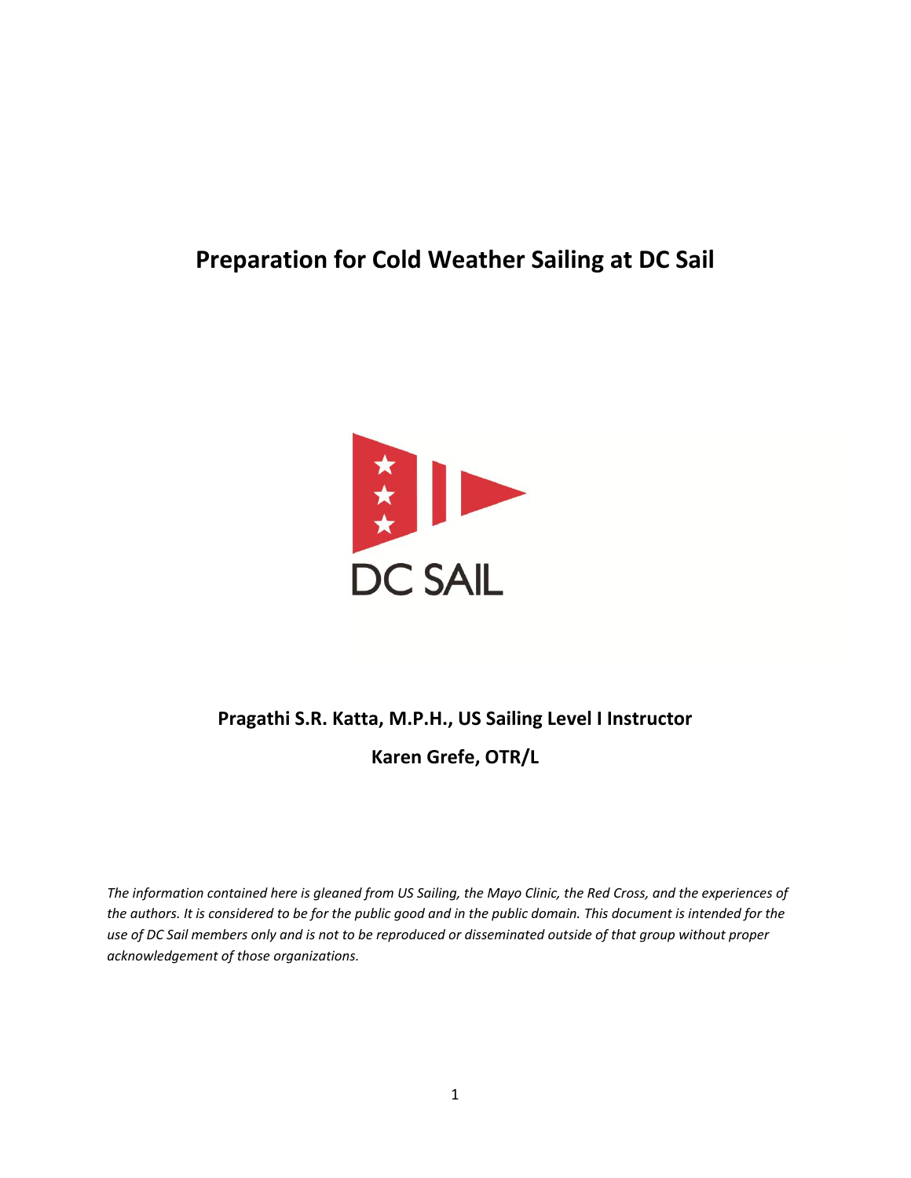# Preparation for Cold Weather Sailing at DC Sail

DC SAIL

**Pragathi S.R. Katta, M.P.H., US Sailing Level I Instructor**

**Karen Grefe, OTR/L**

*The information contained here is gleaned from US Sailing, the Mayo Clinic, the Red Cross, and the experiences of the authors. It is considered to be for the public good and in the public domain. This document is intended for the use of DC Sail members only and is not to be reproduced or disseminated outside of that group without proper acknowledgement of those organizations.*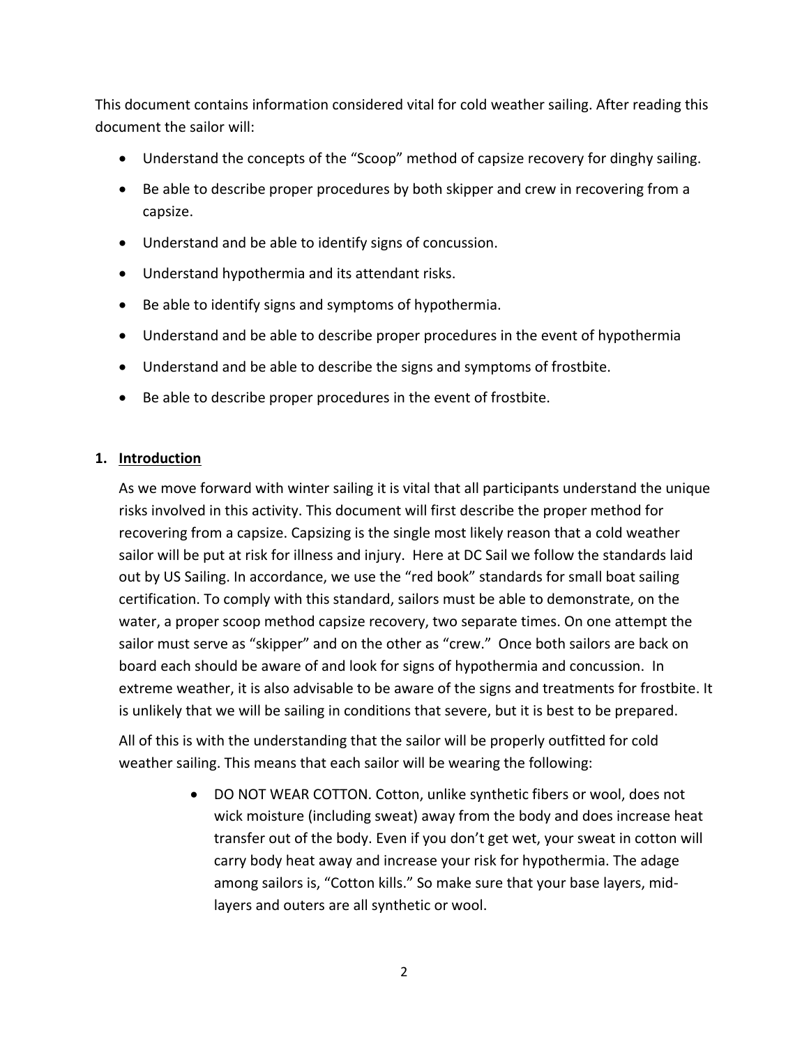This document contains information considered vital for cold weather sailing. After reading this document the sailor will:

- Understand the concepts of the "Scoop" method of capsize recovery for dinghy sailing.
- Be able to describe proper procedures by both skipper and crew in recovering from a capsize.
- Understand and be able to identify signs of concussion.
- Understand hypothermia and its attendant risks.
- Be able to identify signs and symptoms of hypothermia.
- Understand and be able to describe proper procedures in the event of hypothermia
- Understand and be able to describe the signs and symptoms of frostbite.
- Be able to describe proper procedures in the event of frostbite.

## 1. <u>Introduction</u>

As we move forward with winter sailing it is vital that all participants understand the unique risks involved in this activity. This document will first describe the proper method for recovering from a capsize. Capsizing is the single most likely reason that a cold weather sailor will be put at risk for illness and injury. Here at DC Sail we follow the standards laid out by US Sailing. In accordance, we use the "red book" standards for small boat sailing certification. To comply with this standard, sailors must be able to demonstrate, on the water, a proper scoop method capsize recovery, two separate times. On one attempt the sailor must serve as "skipper" and on the other as "crew." Once both sailors are back on board each should be aware of and look for signs of hypothermia and concussion. In extreme weather, it is also advisable to be aware of the signs and treatments for frostbite. It is unlikely that we will be sailing in conditions that severe, but it is best to be prepared.

All of this is with the understanding that the sailor will be properly outfitted for cold weather sailing. This means that each sailor will be wearing the following:

- DO NOT WEAR COTTON. Cotton, unlike synthetic fibers or wool, does not wick moisture (including sweat) away from the body and does increase heat transfer out of the body. Even if you don't get wet, your sweat in cotton will carry body heat away and increase your risk for hypothermia. The adage among sailors is, "Cotton kills." So make sure that your base layers, mid-layers and outers are all synthetic or wool.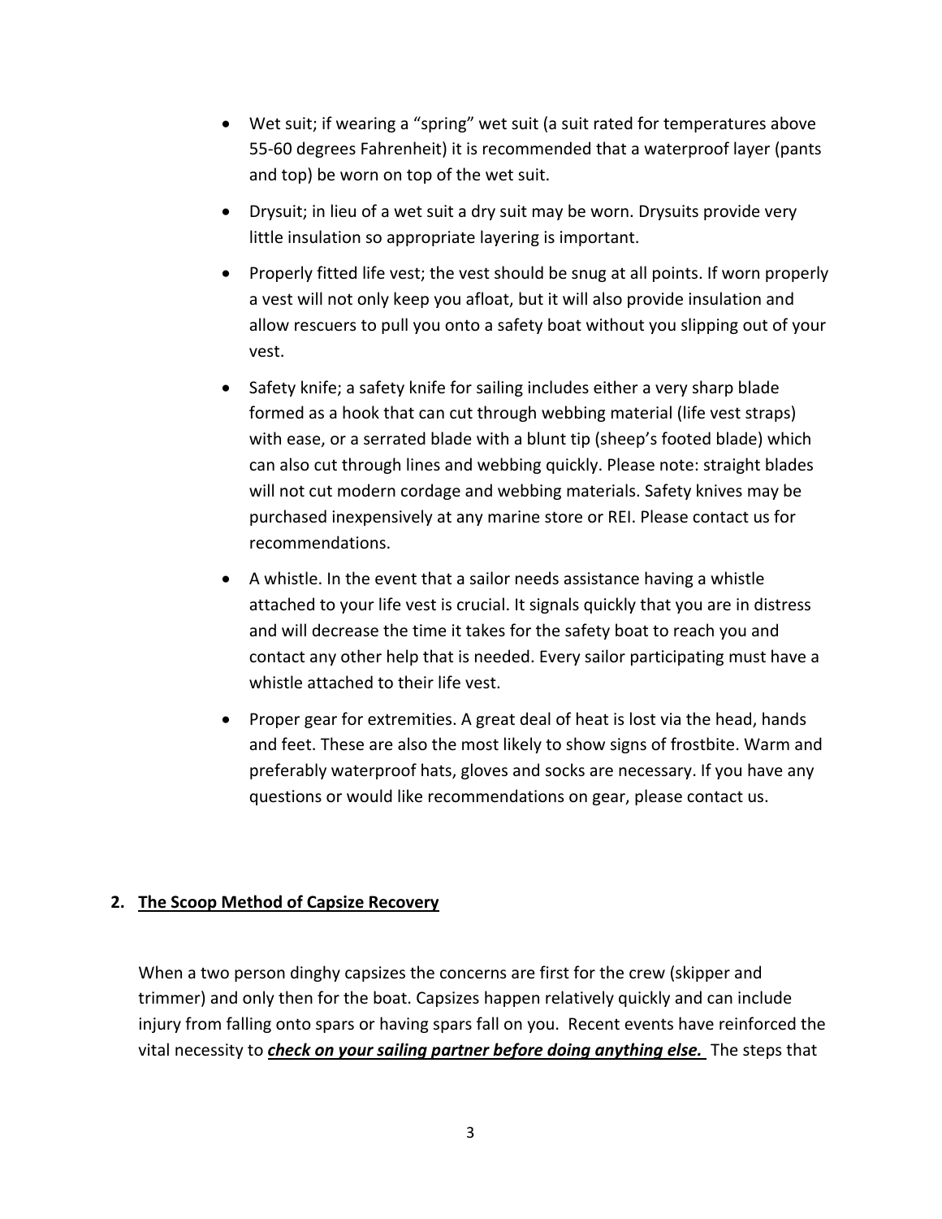- Wet suit; if wearing a "spring" wet suit (a suit rated for temperatures above 55-60 degrees Fahrenheit) it is recommended that a waterproof layer (pants and top) be worn on top of the wet suit.
- Drysuit; in lieu of a wet suit a dry suit may be worn. Drysuits provide very little insulation so appropriate layering is important.
- Properly fitted life vest; the vest should be snug at all points. If worn properly a vest will not only keep you afloat, but it will also provide insulation and allow rescuers to pull you onto a safety boat without you slipping out of your vest.
- Safety knife; a safety knife for sailing includes either a very sharp blade formed as a hook that can cut through webbing material (life vest straps) with ease, or a serrated blade with a blunt tip (sheep's footed blade) which can also cut through lines and webbing quickly. Please note: straight blades will not cut modern cordage and webbing materials. Safety knives may be purchased inexpensively at any marine store or REI. Please contact us for recommendations.
- A whistle. In the event that a sailor needs assistance having a whistle attached to your life vest is crucial. It signals quickly that you are in distress and will decrease the time it takes for the safety boat to reach you and contact any other help that is needed. Every sailor participating must have a whistle attached to their life vest.
- Proper gear for extremities. A great deal of heat is lost via the head, hands and feet. These are also the most likely to show signs of frostbite. Warm and preferably waterproof hats, gloves and socks are necessary. If you have any questions or would like recommendations on gear, please contact us.

## 2. The Scoop Method of Capsize Recovery

When a two person dinghy capsizes the concerns are first for the crew (skipper and trimmer) and only then for the boat. Capsizes happen relatively quickly and can include injury from falling onto spars or having spars fall on you. Recent events have reinforced the vital necessity to ***check on your sailing partner before doing anything else.*** The steps that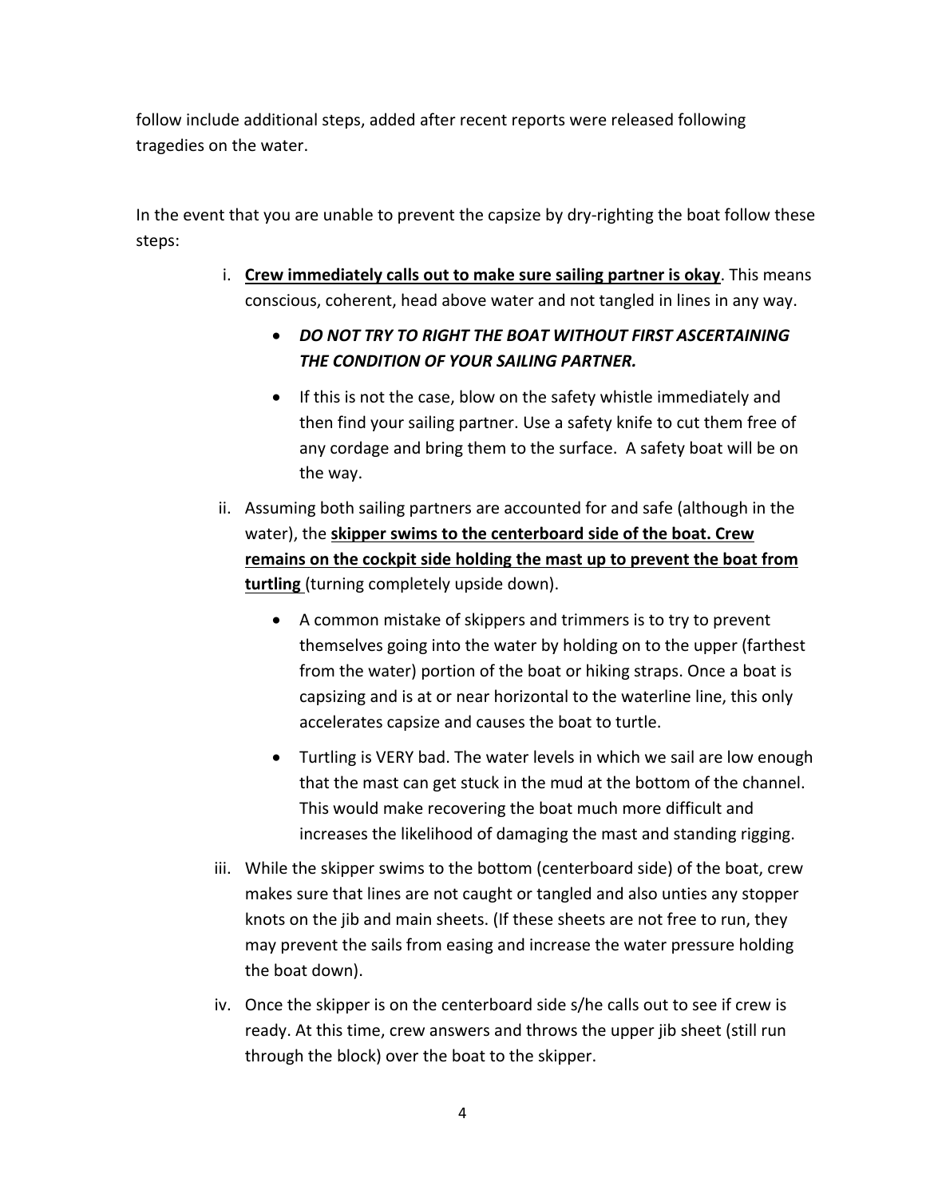follow include additional steps, added after recent reports were released following tragedies on the water.

In the event that you are unable to prevent the capsize by dry-righting the boat follow these steps:

i. <u>**Crew immediately calls out to make sure sailing partner is okay**</u>. This means conscious, coherent, head above water and not tangled in lines in any way.

   - ***DO NOT TRY TO RIGHT THE BOAT WITHOUT FIRST ASCERTAINING THE CONDITION OF YOUR SAILING PARTNER.***
   - If this is not the case, blow on the safety whistle immediately and then find your sailing partner. Use a safety knife to cut them free of any cordage and bring them to the surface. A safety boat will be on the way.

ii. Assuming both sailing partners are accounted for and safe (although in the water), the <u>**skipper swims to the centerboard side of the boat. Crew remains on the cockpit side holding the mast up to prevent the boat from turtling**</u> (turning completely upside down).

   - A common mistake of skippers and trimmers is to try to prevent themselves going into the water by holding on to the upper (farthest from the water) portion of the boat or hiking straps. Once a boat is capsizing and is at or near horizontal to the waterline line, this only accelerates capsize and causes the boat to turtle.
   - Turtling is VERY bad. The water levels in which we sail are low enough that the mast can get stuck in the mud at the bottom of the channel. This would make recovering the boat much more difficult and increases the likelihood of damaging the mast and standing rigging.

iii. While the skipper swims to the bottom (centerboard side) of the boat, crew makes sure that lines are not caught or tangled and also unties any stopper knots on the jib and main sheets. (If these sheets are not free to run, they may prevent the sails from easing and increase the water pressure holding the boat down).

iv. Once the skipper is on the centerboard side s/he calls out to see if crew is ready. At this time, crew answers and throws the upper jib sheet (still run through the block) over the boat to the skipper.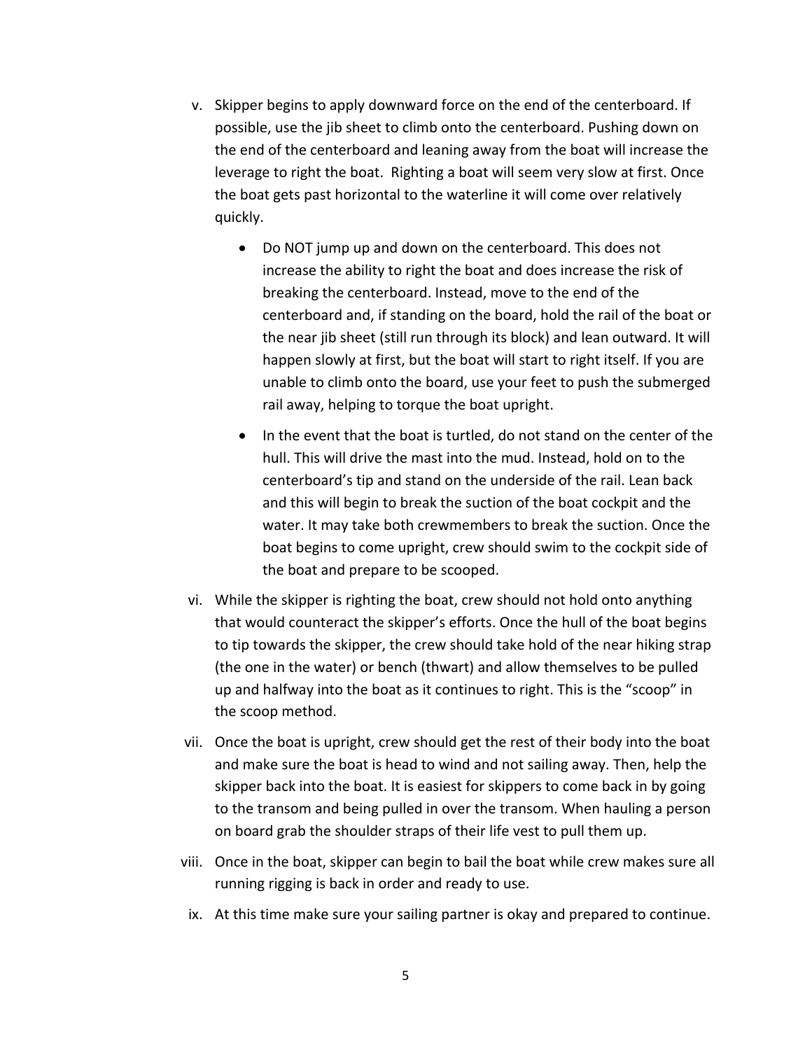v. Skipper begins to apply downward force on the end of the centerboard. If possible, use the jib sheet to climb onto the centerboard. Pushing down on the end of the centerboard and leaning away from the boat will increase the leverage to right the boat.  Righting a boat will seem very slow at first. Once the boat gets past horizontal to the waterline it will come over relatively quickly.

   - Do NOT jump up and down on the centerboard. This does not increase the ability to right the boat and does increase the risk of breaking the centerboard. Instead, move to the end of the centerboard and, if standing on the board, hold the rail of the boat or the near jib sheet (still run through its block) and lean outward. It will happen slowly at first, but the boat will start to right itself. If you are unable to climb onto the board, use your feet to push the submerged rail away, helping to torque the boat upright.
   - In the event that the boat is turtled, do not stand on the center of the hull. This will drive the mast into the mud. Instead, hold on to the centerboard's tip and stand on the underside of the rail. Lean back and this will begin to break the suction of the boat cockpit and the water. It may take both crewmembers to break the suction. Once the boat begins to come upright, crew should swim to the cockpit side of the boat and prepare to be scooped.

vi. While the skipper is righting the boat, crew should not hold onto anything that would counteract the skipper's efforts. Once the hull of the boat begins to tip towards the skipper, the crew should take hold of the near hiking strap (the one in the water) or bench (thwart) and allow themselves to be pulled up and halfway into the boat as it continues to right. This is the "scoop" in the scoop method.

vii. Once the boat is upright, crew should get the rest of their body into the boat and make sure the boat is head to wind and not sailing away. Then, help the skipper back into the boat. It is easiest for skippers to come back in by going to the transom and being pulled in over the transom. When hauling a person on board grab the shoulder straps of their life vest to pull them up.

viii. Once in the boat, skipper can begin to bail the boat while crew makes sure all running rigging is back in order and ready to use.

ix. At this time make sure your sailing partner is okay and prepared to continue.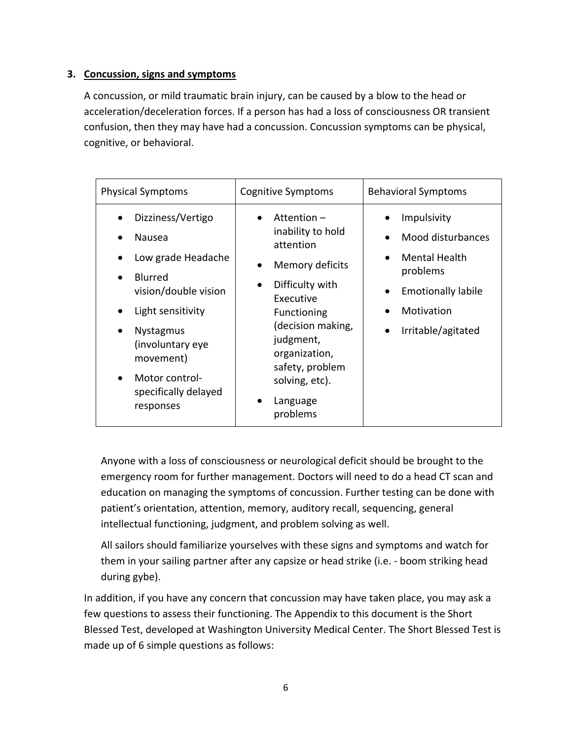### 3. Concussion, signs and symptoms

A concussion, or mild traumatic brain injury, can be caused by a blow to the head or acceleration/deceleration forces. If a person has had a loss of consciousness OR transient confusion, then they may have had a concussion. Concussion symptoms can be physical, cognitive, or behavioral.

| Physical Symptoms | Cognitive Symptoms | Behavioral Symptoms |
|---|---|---|
| • Dizziness/Vertigo<br>• Nausea<br>• Low grade Headache<br>• Blurred vision/double vision<br>• Light sensitivity<br>• Nystagmus (involuntary eye movement)<br>• Motor control- specifically delayed responses | • Attention – inability to hold attention<br>• Memory deficits<br>• Difficulty with Executive Functioning (decision making, judgment, organization, safety, problem solving, etc).<br>• Language problems | • Impulsivity<br>• Mood disturbances<br>• Mental Health problems<br>• Emotionally labile<br>• Motivation<br>• Irritable/agitated |

Anyone with a loss of consciousness or neurological deficit should be brought to the emergency room for further management. Doctors will need to do a head CT scan and education on managing the symptoms of concussion. Further testing can be done with patient's orientation, attention, memory, auditory recall, sequencing, general intellectual functioning, judgment, and problem solving as well.

All sailors should familiarize yourselves with these signs and symptoms and watch for them in your sailing partner after any capsize or head strike (i.e. - boom striking head during gybe).

In addition, if you have any concern that concussion may have taken place, you may ask a few questions to assess their functioning. The Appendix to this document is the Short Blessed Test, developed at Washington University Medical Center. The Short Blessed Test is made up of 6 simple questions as follows: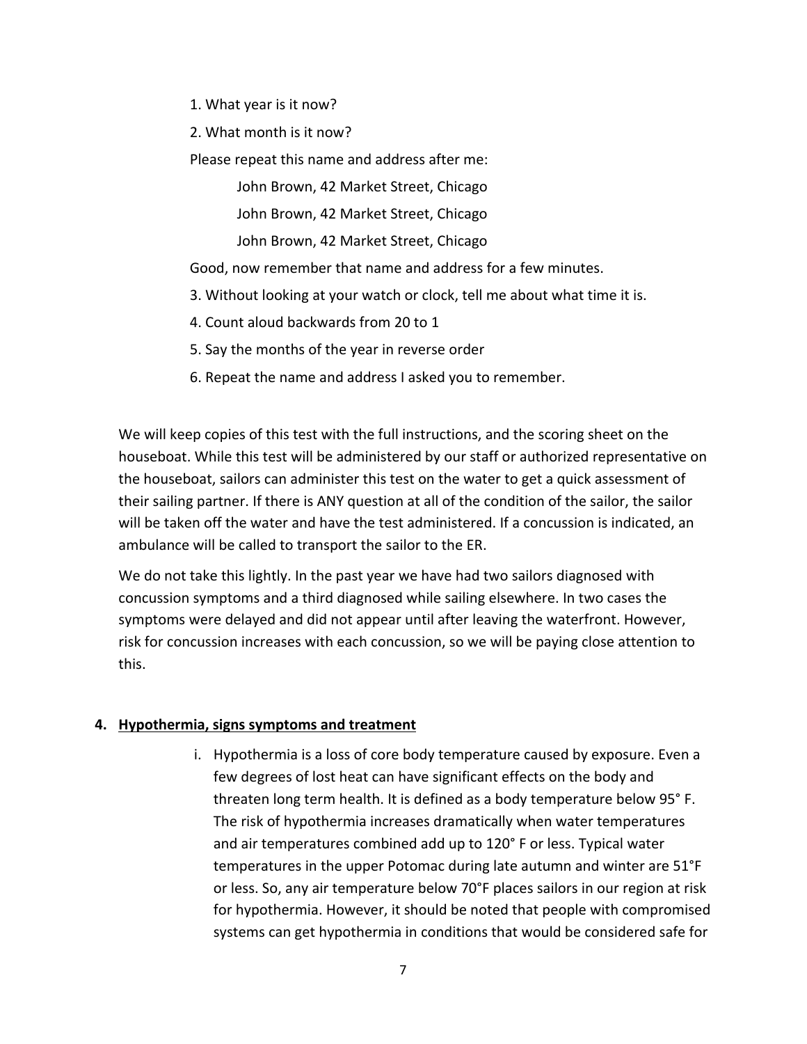1. What year is it now?

2. What month is it now?

Please repeat this name and address after me:

John Brown, 42 Market Street, Chicago

John Brown, 42 Market Street, Chicago

John Brown, 42 Market Street, Chicago

Good, now remember that name and address for a few minutes.

3. Without looking at your watch or clock, tell me about what time it is.

4. Count aloud backwards from 20 to 1

5. Say the months of the year in reverse order

6. Repeat the name and address I asked you to remember.

We will keep copies of this test with the full instructions, and the scoring sheet on the houseboat. While this test will be administered by our staff or authorized representative on the houseboat, sailors can administer this test on the water to get a quick assessment of their sailing partner. If there is ANY question at all of the condition of the sailor, the sailor will be taken off the water and have the test administered. If a concussion is indicated, an ambulance will be called to transport the sailor to the ER.

We do not take this lightly. In the past year we have had two sailors diagnosed with concussion symptoms and a third diagnosed while sailing elsewhere. In two cases the symptoms were delayed and did not appear until after leaving the waterfront. However, risk for concussion increases with each concussion, so we will be paying close attention to this.

## 4. Hypothermia, signs symptoms and treatment

i. Hypothermia is a loss of core body temperature caused by exposure. Even a few degrees of lost heat can have significant effects on the body and threaten long term health. It is defined as a body temperature below 95˚ F. The risk of hypothermia increases dramatically when water temperatures and air temperatures combined add up to 120˚ F or less. Typical water temperatures in the upper Potomac during late autumn and winter are 51°F or less. So, any air temperature below 70°F places sailors in our region at risk for hypothermia. However, it should be noted that people with compromised systems can get hypothermia in conditions that would be considered safe for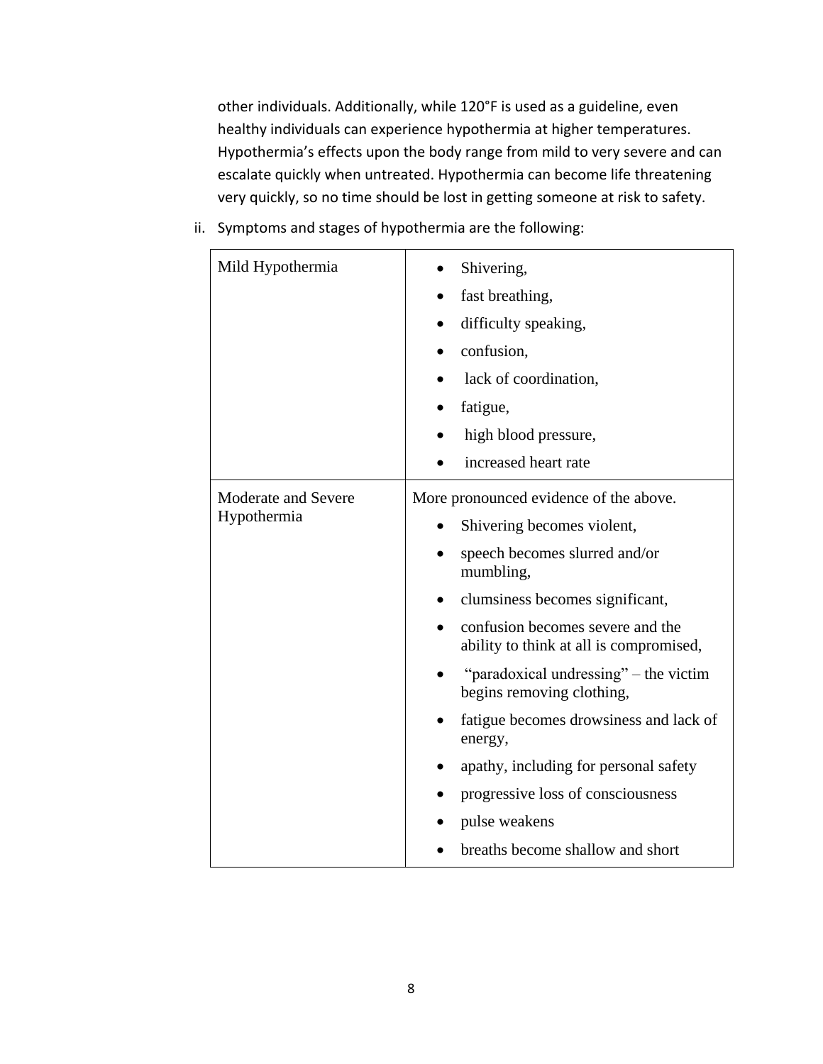other individuals. Additionally, while 120°F is used as a guideline, even healthy individuals can experience hypothermia at higher temperatures. Hypothermia's effects upon the body range from mild to very severe and can escalate quickly when untreated. Hypothermia can become life threatening very quickly, so no time should be lost in getting someone at risk to safety.

ii. Symptoms and stages of hypothermia are the following:

| | |
|---|---|
| Mild Hypothermia | • Shivering,<br>• fast breathing,<br>• difficulty speaking,<br>• confusion,<br>• lack of coordination,<br>• fatigue,<br>• high blood pressure,<br>• increased heart rate |
| Moderate and Severe Hypothermia | More pronounced evidence of the above.<br>• Shivering becomes violent,<br>• speech becomes slurred and/or mumbling,<br>• clumsiness becomes significant,<br>• confusion becomes severe and the ability to think at all is compromised,<br>• "paradoxical undressing" – the victim begins removing clothing,<br>• fatigue becomes drowsiness and lack of energy,<br>• apathy, including for personal safety<br>• progressive loss of consciousness<br>• pulse weakens<br>• breaths become shallow and short |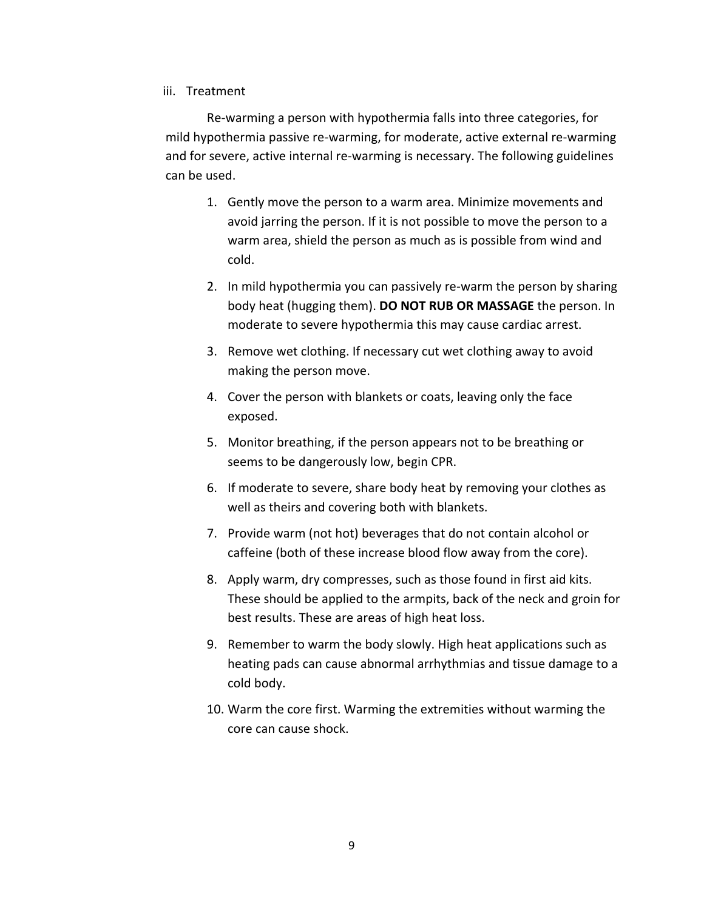iii. Treatment

Re-warming a person with hypothermia falls into three categories, for mild hypothermia passive re-warming, for moderate, active external re-warming and for severe, active internal re-warming is necessary. The following guidelines can be used.

1. Gently move the person to a warm area. Minimize movements and avoid jarring the person. If it is not possible to move the person to a warm area, shield the person as much as is possible from wind and cold.
2. In mild hypothermia you can passively re-warm the person by sharing body heat (hugging them). **DO NOT RUB OR MASSAGE** the person. In moderate to severe hypothermia this may cause cardiac arrest.
3. Remove wet clothing. If necessary cut wet clothing away to avoid making the person move.
4. Cover the person with blankets or coats, leaving only the face exposed.
5. Monitor breathing, if the person appears not to be breathing or seems to be dangerously low, begin CPR.
6. If moderate to severe, share body heat by removing your clothes as well as theirs and covering both with blankets.
7. Provide warm (not hot) beverages that do not contain alcohol or caffeine (both of these increase blood flow away from the core).
8. Apply warm, dry compresses, such as those found in first aid kits. These should be applied to the armpits, back of the neck and groin for best results. These are areas of high heat loss.
9. Remember to warm the body slowly. High heat applications such as heating pads can cause abnormal arrhythmias and tissue damage to a cold body.
10. Warm the core first. Warming the extremities without warming the core can cause shock.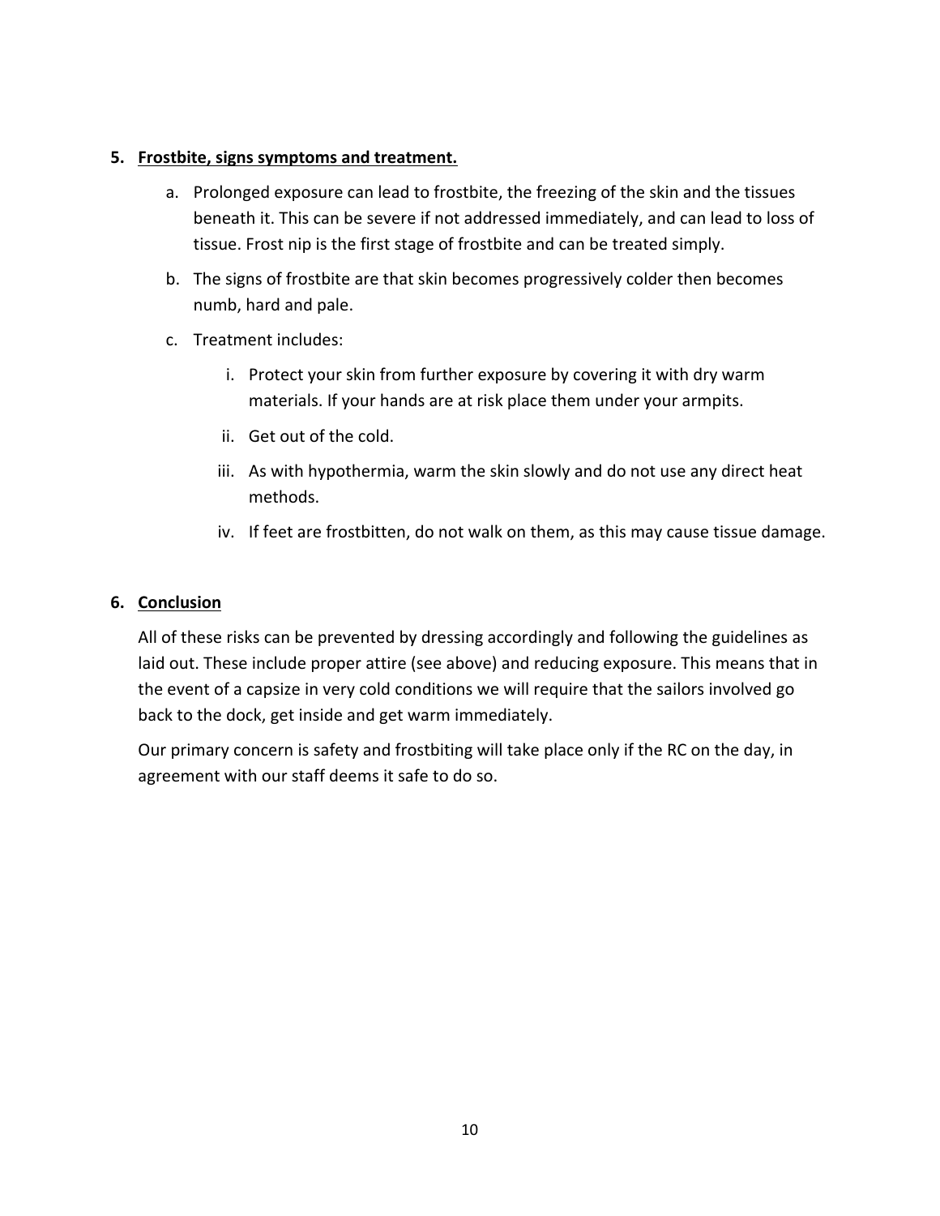5. **<u>Frostbite, signs symptoms and treatment.</u>**

   a. Prolonged exposure can lead to frostbite, the freezing of the skin and the tissues beneath it. This can be severe if not addressed immediately, and can lead to loss of tissue. Frost nip is the first stage of frostbite and can be treated simply.

   b. The signs of frostbite are that skin becomes progressively colder then becomes numb, hard and pale.

   c. Treatment includes:

      i. Protect your skin from further exposure by covering it with dry warm materials. If your hands are at risk place them under your armpits.

      ii. Get out of the cold.

      iii. As with hypothermia, warm the skin slowly and do not use any direct heat methods.

      iv. If feet are frostbitten, do not walk on them, as this may cause tissue damage.

6. **<u>Conclusion</u>**

   All of these risks can be prevented by dressing accordingly and following the guidelines as laid out. These include proper attire (see above) and reducing exposure. This means that in the event of a capsize in very cold conditions we will require that the sailors involved go back to the dock, get inside and get warm immediately.

   Our primary concern is safety and frostbiting will take place only if the RC on the day, in agreement with our staff deems it safe to do so.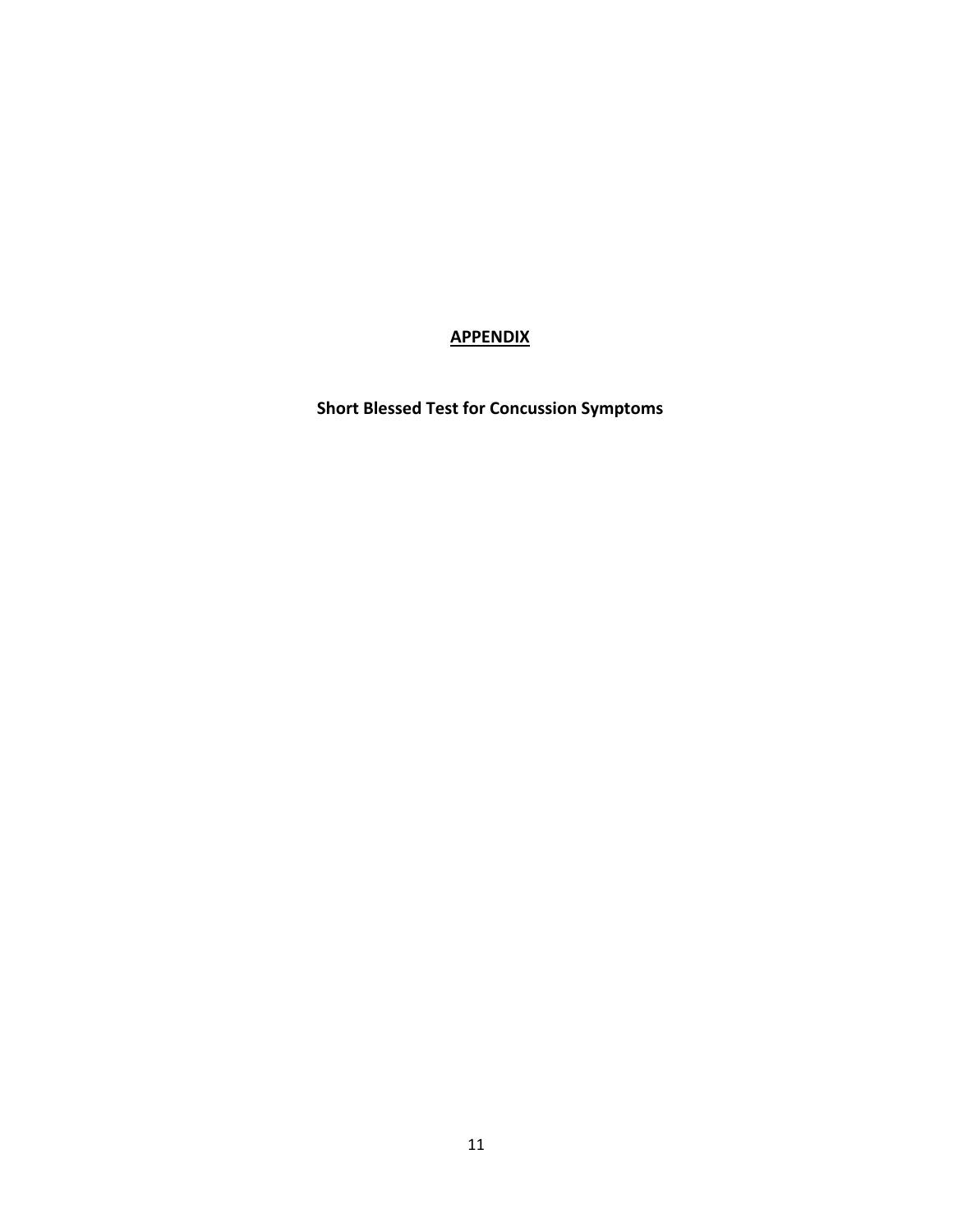# APPENDIX

**Short Blessed Test for Concussion Symptoms**